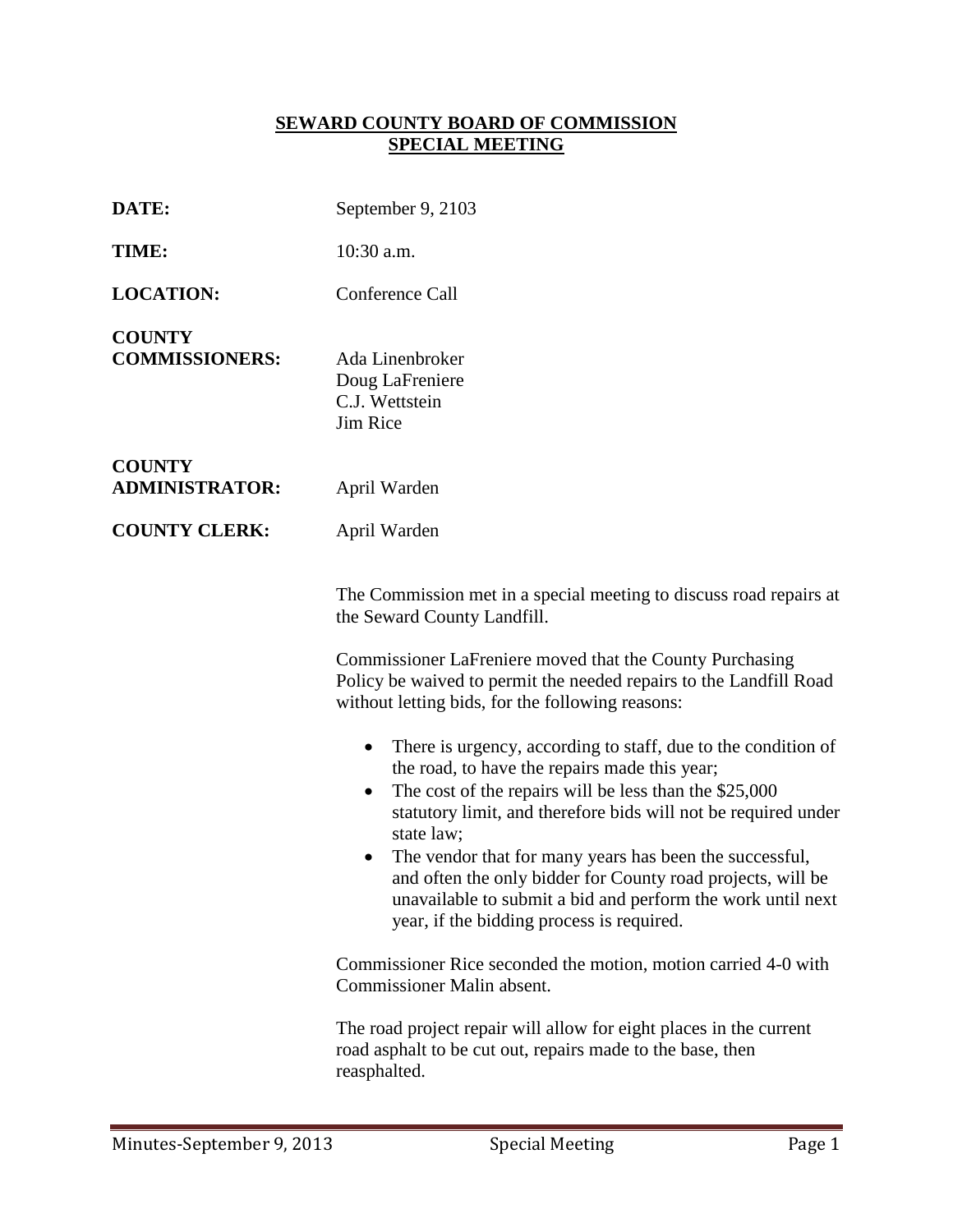**SEWARD COUNTY BOARD OF COMMISSION**
**SPECIAL MEETING**

**DATE:** September 9, 2103

**TIME:** 10:30 a.m.

**LOCATION:** Conference Call

**COUNTY COMMISSIONERS:** Ada Linenbroker
Doug LaFreniere
C.J. Wettstein
Jim Rice

**COUNTY ADMINISTRATOR:** April Warden

**COUNTY CLERK:** April Warden

The Commission met in a special meeting to discuss road repairs at the Seward County Landfill.

Commissioner LaFreniere moved that the County Purchasing Policy be waived to permit the needed repairs to the Landfill Road without letting bids, for the following reasons:

- There is urgency, according to staff, due to the condition of the road, to have the repairs made this year;
- The cost of the repairs will be less than the $25,000 statutory limit, and therefore bids will not be required under state law;
- The vendor that for many years has been the successful, and often the only bidder for County road projects, will be unavailable to submit a bid and perform the work until next year, if the bidding process is required.

Commissioner Rice seconded the motion, motion carried 4-0 with Commissioner Malin absent.

The road project repair will allow for eight places in the current road asphalt to be cut out, repairs made to the base, then reasphalted.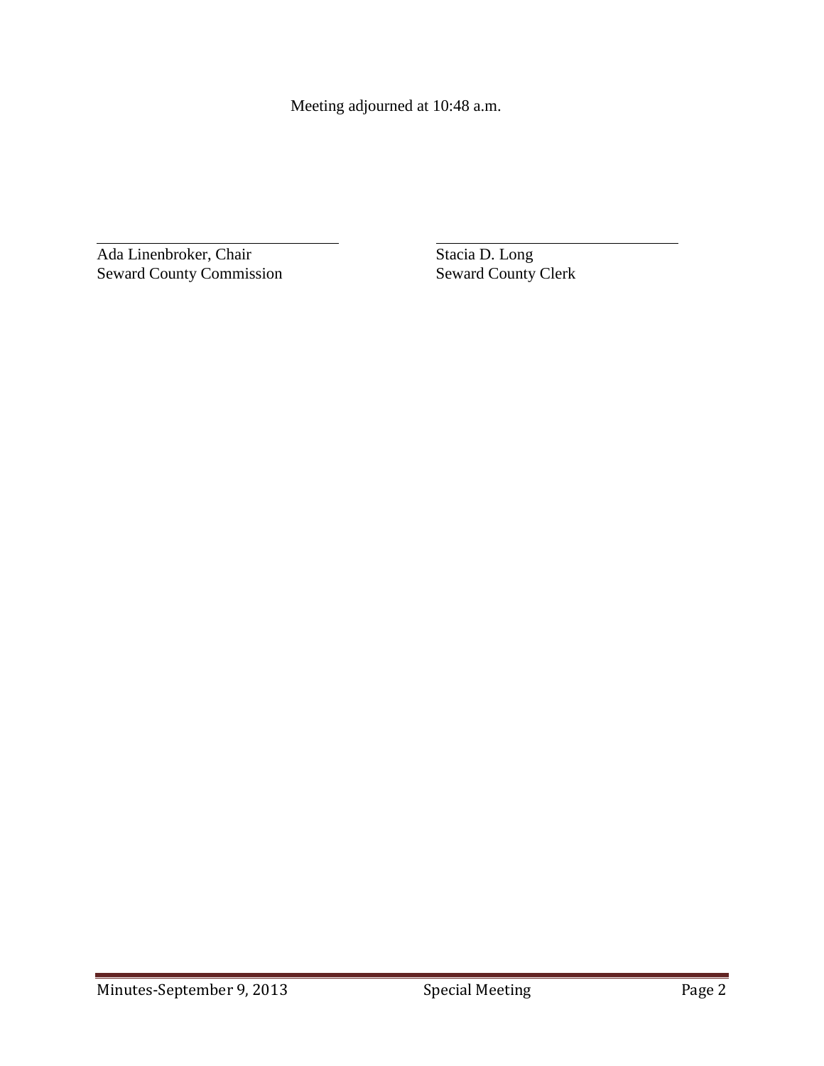Meeting adjourned at 10:48 a.m.

| | |
|---|---|
| Ada Linenbroker, Chair | Stacia D. Long |
| Seward County Commission | Seward County Clerk |